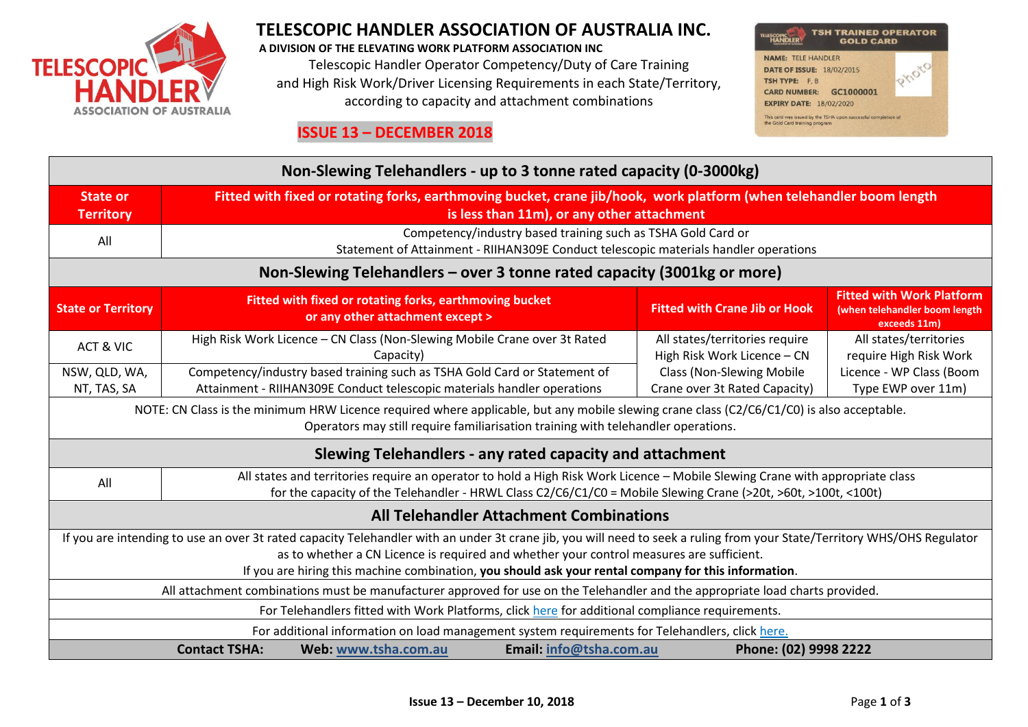# TELESCOPIC HANDLER ASSOCIATION OF AUSTRALIA INC.

**A DIVISION OF THE ELEVATING WORK PLATFORM ASSOCIATION INC**

Telescopic Handler Operator Competency/Duty of Care Training and High Risk Work/Driver Licensing Requirements in each State/Territory, according to capacity and attachment combinations

**ISSUE 13 – DECEMBER 2018**

## Non-Slewing Telehandlers - up to 3 tonne rated capacity (0-3000kg)

| State or Territory | Fitted with fixed or rotating forks, earthmoving bucket, crane jib/hook, work platform (when telehandler boom length is less than 11m), or any other attachment |
|---|---|
| All | Competency/industry based training such as TSHA Gold Card or Statement of Attainment - RIIHAN309E Conduct telescopic materials handler operations |

## Non-Slewing Telehandlers – over 3 tonne rated capacity (3001kg or more)

| State or Territory | Fitted with fixed or rotating forks, earthmoving bucket or any other attachment except > | Fitted with Crane Jib or Hook | Fitted with Work Platform (when telehandler boom length exceeds 11m) |
|---|---|---|---|
| ACT & VIC | High Risk Work Licence – CN Class (Non-Slewing Mobile Crane over 3t Rated Capacity) | All states/territories require High Risk Work Licence – CN Class (Non-Slewing Mobile Crane over 3t Rated Capacity) | All states/territories require High Risk Work Licence - WP Class (Boom Type EWP over 11m) |
| NSW, QLD, WA, NT, TAS, SA | Competency/industry based training such as TSHA Gold Card or Statement of Attainment - RIIHAN309E Conduct telescopic materials handler operations | | |

NOTE: CN Class is the minimum HRW Licence required where applicable, but any mobile slewing crane class (C2/C6/C1/C0) is also acceptable. Operators may still require familiarisation training with telehandler operations.

## Slewing Telehandlers - any rated capacity and attachment

| State or Territory | Requirement |
|---|---|
| All | All states and territories require an operator to hold a High Risk Work Licence – Mobile Slewing Crane with appropriate class for the capacity of the Telehandler - HRWL Class C2/C6/C1/C0 = Mobile Slewing Crane (>20t, >60t, >100t, <100t) |

## All Telehandler Attachment Combinations

If you are intending to use an over 3t rated capacity Telehandler with an under 3t crane jib, you will need to seek a ruling from your State/Territory WHS/OHS Regulator as to whether a CN Licence is required and whether your control measures are sufficient.
If you are hiring this machine combination, **you should ask your rental company for this information**.

All attachment combinations must be manufacturer approved for use on the Telehandler and the appropriate load charts provided.

For Telehandlers fitted with Work Platforms, click here for additional compliance requirements.

For additional information on load management system requirements for Telehandlers, click here.

**Contact TSHA:** **Web: www.tsha.com.au** **Email: info@tsha.com.au** **Phone: (02) 9998 2222**

**Issue 13 – December 10, 2018**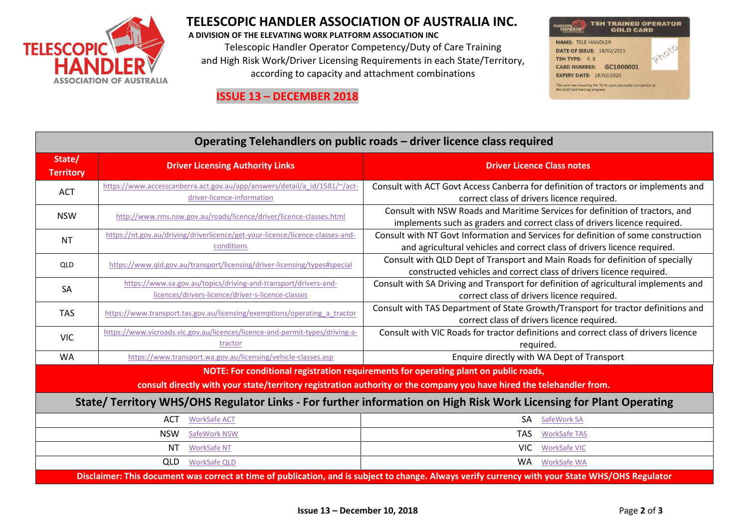# TELESCOPIC HANDLER ASSOCIATION OF AUSTRALIA INC.

**A DIVISION OF THE ELEVATING WORK PLATFORM ASSOCIATION INC**

Telescopic Handler Operator Competency/Duty of Care Training and High Risk Work/Driver Licensing Requirements in each State/Territory, according to capacity and attachment combinations

**ISSUE 13 – DECEMBER 2018**

TSH TRAINED OPERATOR GOLD CARD
NAME: TELE HANDLER
DATE OF ISSUE: 18/02/2015
TSH TYPE: F, B
CARD NUMBER: GC1000001
EXPIRY DATE: 18/02/2020
This card was issued by the TSHA upon successful completion of the Gold Card training program.

## Operating Telehandlers on public roads – driver licence class required

| State/ Territory | Driver Licensing Authority Links | Driver Licence Class notes |
|---|---|---|
| ACT | https://www.accesscanberra.act.gov.au/app/answers/detail/a_id/1581/~/act-driver-licence-information | Consult with ACT Govt Access Canberra for definition of tractors or implements and correct class of drivers licence required. |
| NSW | http://www.rms.nsw.gov.au/roads/licence/driver/licence-classes.html | Consult with NSW Roads and Maritime Services for definition of tractors, and implements such as graders and correct class of drivers licence required. |
| NT | https://nt.gov.au/driving/driverlicence/get-your-licence/licence-classes-and-conditions | Consult with NT Govt Information and Services for definition of some construction and agricultural vehicles and correct class of drivers licence required. |
| QLD | https://www.qld.gov.au/transport/licensing/driver-licensing/types#special | Consult with QLD Dept of Transport and Main Roads for definition of specially constructed vehicles and correct class of drivers licence required. |
| SA | https://www.sa.gov.au/topics/driving-and-transport/drivers-and-licences/drivers-licence/driver-s-licence-classes | Consult with SA Driving and Transport for definition of agricultural implements and correct class of drivers licence required. |
| TAS | https://www.transport.tas.gov.au/licensing/exemptions/operating_a_tractor | Consult with TAS Department of State Growth/Transport for tractor definitions and correct class of drivers licence required. |
| VIC | https://www.vicroads.vic.gov.au/licences/licence-and-permit-types/driving-a-tractor | Consult with VIC Roads for tractor definitions and correct class of drivers licence required. |
| WA | https://www.transport.wa.gov.au/licensing/vehicle-classes.asp | Enquire directly with WA Dept of Transport |

**NOTE: For conditional registration requirements for operating plant on public roads, consult directly with your state/territory registration authority or the company you have hired the telehandler from.**

## State/ Territory WHS/OHS Regulator Links - For further information on High Risk Work Licensing for Plant Operating

| State | Regulator | State | Regulator |
|---|---|---|---|
| ACT | WorkSafe ACT | SA | SafeWork SA |
| NSW | SafeWork NSW | TAS | WorkSafe TAS |
| NT | WorkSafe NT | VIC | WorkSafe VIC |
| QLD | WorkSafe QLD | WA | WorkSafe WA |

**Disclaimer: This document was correct at time of publication, and is subject to change. Always verify currency with your State WHS/OHS Regulator**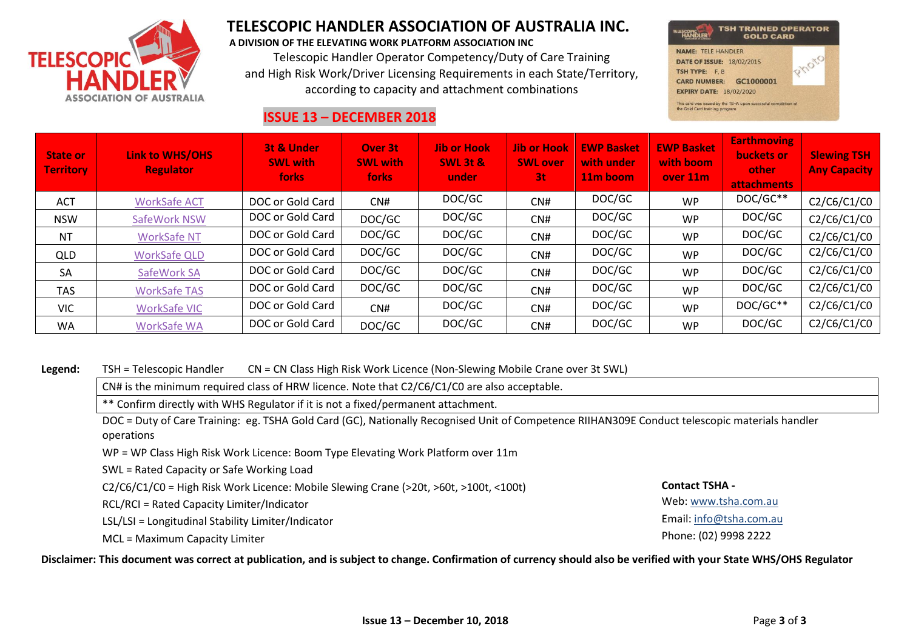# TELESCOPIC HANDLER ASSOCIATION OF AUSTRALIA INC.

**A DIVISION OF THE ELEVATING WORK PLATFORM ASSOCIATION INC**

Telescopic Handler Operator Competency/Duty of Care Training and High Risk Work/Driver Licensing Requirements in each State/Territory, according to capacity and attachment combinations

**ISSUE 13 – DECEMBER 2018**

| State or Territory | Link to WHS/OHS Regulator | 3t & Under SWL with forks | Over 3t SWL with forks | Jib or Hook SWL 3t & under | Jib or Hook SWL over 3t | EWP Basket with under 11m boom | EWP Basket with boom over 11m | Earthmoving buckets or other attachments | Slewing TSH Any Capacity |
|---|---|---|---|---|---|---|---|---|---|
| ACT | WorkSafe ACT | DOC or Gold Card | CN# | DOC/GC | CN# | DOC/GC | WP | DOC/GC** | C2/C6/C1/C0 |
| NSW | SafeWork NSW | DOC or Gold Card | DOC/GC | DOC/GC | CN# | DOC/GC | WP | DOC/GC | C2/C6/C1/C0 |
| NT | WorkSafe NT | DOC or Gold Card | DOC/GC | DOC/GC | CN# | DOC/GC | WP | DOC/GC | C2/C6/C1/C0 |
| QLD | WorkSafe QLD | DOC or Gold Card | DOC/GC | DOC/GC | CN# | DOC/GC | WP | DOC/GC | C2/C6/C1/C0 |
| SA | SafeWork SA | DOC or Gold Card | DOC/GC | DOC/GC | CN# | DOC/GC | WP | DOC/GC | C2/C6/C1/C0 |
| TAS | WorkSafe TAS | DOC or Gold Card | DOC/GC | DOC/GC | CN# | DOC/GC | WP | DOC/GC | C2/C6/C1/C0 |
| VIC | WorkSafe VIC | DOC or Gold Card | CN# | DOC/GC | CN# | DOC/GC | WP | DOC/GC** | C2/C6/C1/C0 |
| WA | WorkSafe WA | DOC or Gold Card | DOC/GC | DOC/GC | CN# | DOC/GC | WP | DOC/GC | C2/C6/C1/C0 |

**Legend:** TSH = Telescopic Handler CN = CN Class High Risk Work Licence (Non-Slewing Mobile Crane over 3t SWL)

CN# is the minimum required class of HRW licence. Note that C2/C6/C1/C0 are also acceptable.

** Confirm directly with WHS Regulator if it is not a fixed/permanent attachment.

DOC = Duty of Care Training: eg. TSHA Gold Card (GC), Nationally Recognised Unit of Competence RIIHAN309E Conduct telescopic materials handler operations

WP = WP Class High Risk Work Licence: Boom Type Elevating Work Platform over 11m

SWL = Rated Capacity or Safe Working Load

C2/C6/C1/C0 = High Risk Work Licence: Mobile Slewing Crane (>20t, >60t, >100t, <100t)

RCL/RCI = Rated Capacity Limiter/Indicator

LSL/LSI = Longitudinal Stability Limiter/Indicator

MCL = Maximum Capacity Limiter

**Contact TSHA -**

Web: www.tsha.com.au

Email: info@tsha.com.au

Phone: (02) 9998 2222

**Disclaimer: This document was correct at publication, and is subject to change. Confirmation of currency should also be verified with your State WHS/OHS Regulator**

**Issue 13 – December 10, 2018**